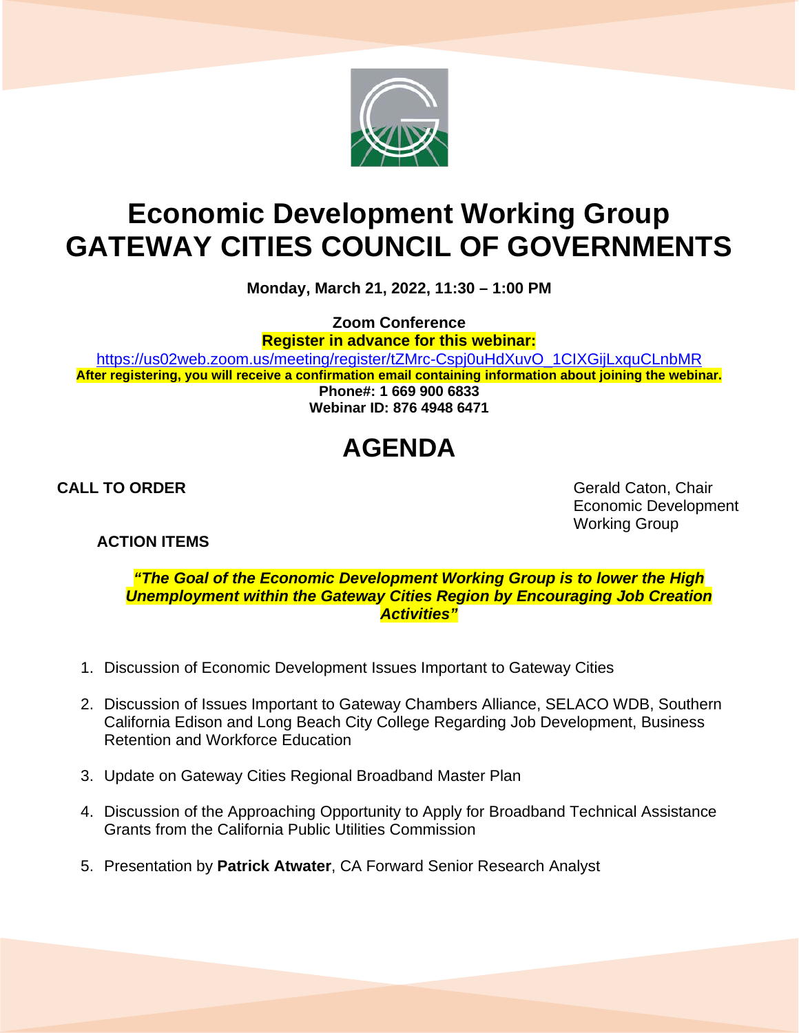# Economic Development Working Group
# GATEWAY CITIES COUNCIL OF GOVERNMENTS

**Monday, March 21, 2022, 11:30 – 1:00 PM**

**Zoom Conference**
**Register in advance for this webinar:**
https://us02web.zoom.us/meeting/register/tZMrc-Cspj0uHdXuvO_1CIXGijLxquCLnbMR
**After registering, you will receive a confirmation email containing information about joining the webinar.**
**Phone#: 1 669 900 6833**
**Webinar ID: 876 4948 6471**

# AGENDA

**CALL TO ORDER**

Gerald Caton, Chair
Economic Development Working Group

**ACTION ITEMS**

***"The Goal of the Economic Development Working Group is to lower the High Unemployment within the Gateway Cities Region by Encouraging Job Creation Activities"***

1. Discussion of Economic Development Issues Important to Gateway Cities
2. Discussion of Issues Important to Gateway Chambers Alliance, SELACO WDB, Southern California Edison and Long Beach City College Regarding Job Development, Business Retention and Workforce Education
3. Update on Gateway Cities Regional Broadband Master Plan
4. Discussion of the Approaching Opportunity to Apply for Broadband Technical Assistance Grants from the California Public Utilities Commission
5. Presentation by **Patrick Atwater**, CA Forward Senior Research Analyst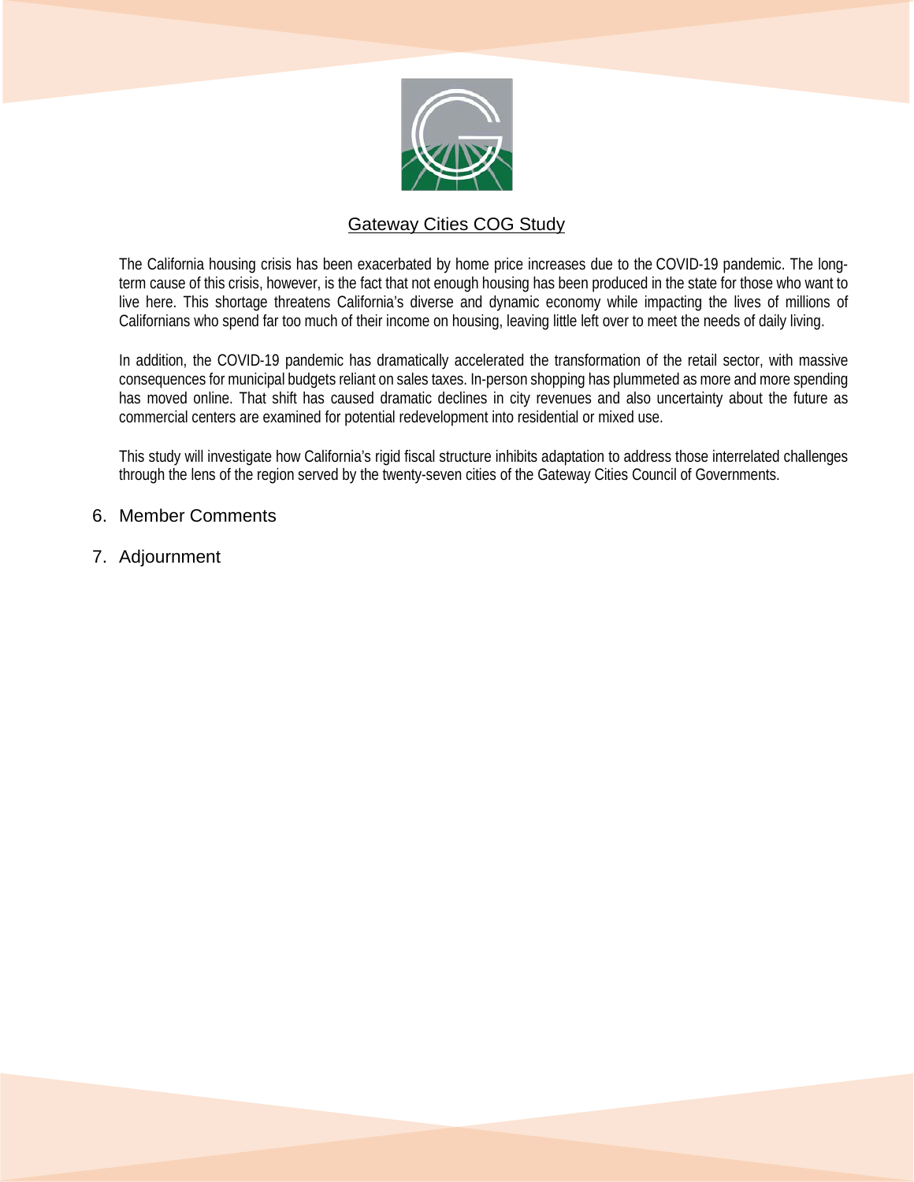<u>Gateway Cities COG Study</u>

The California housing crisis has been exacerbated by home price increases due to the COVID-19 pandemic. The long-term cause of this crisis, however, is the fact that not enough housing has been produced in the state for those who want to live here. This shortage threatens California's diverse and dynamic economy while impacting the lives of millions of Californians who spend far too much of their income on housing, leaving little left over to meet the needs of daily living.

In addition, the COVID-19 pandemic has dramatically accelerated the transformation of the retail sector, with massive consequences for municipal budgets reliant on sales taxes. In-person shopping has plummeted as more and more spending has moved online. That shift has caused dramatic declines in city revenues and also uncertainty about the future as commercial centers are examined for potential redevelopment into residential or mixed use.

This study will investigate how California's rigid fiscal structure inhibits adaptation to address those interrelated challenges through the lens of the region served by the twenty-seven cities of the Gateway Cities Council of Governments.

6. Member Comments
7. Adjournment